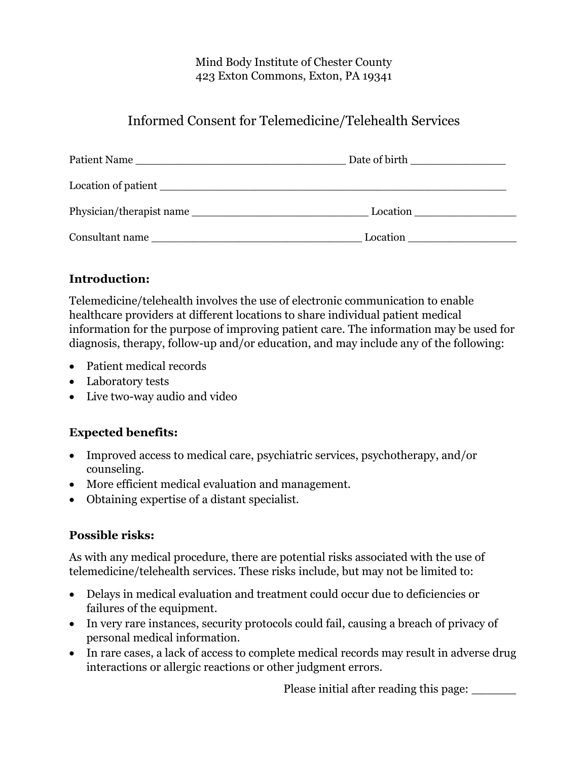Mind Body Institute of Chester County
423 Exton Commons, Exton, PA 19341

# Informed Consent for Telemedicine/Telehealth Services

Patient Name ________________________________ Date of birth _______________

Location of patient _____________________________________________________

Physician/therapist name ___________________________ Location ________________

Consultant name ________________________________ Location _________________

**Introduction:**

Telemedicine/telehealth involves the use of electronic communication to enable healthcare providers at different locations to share individual patient medical information for the purpose of improving patient care. The information may be used for diagnosis, therapy, follow-up and/or education, and may include any of the following:

- Patient medical records
- Laboratory tests
- Live two-way audio and video

**Expected benefits:**

- Improved access to medical care, psychiatric services, psychotherapy, and/or counseling.
- More efficient medical evaluation and management.
- Obtaining expertise of a distant specialist.

**Possible risks:**

As with any medical procedure, there are potential risks associated with the use of telemedicine/telehealth services. These risks include, but may not be limited to:

- Delays in medical evaluation and treatment could occur due to deficiencies or failures of the equipment.
- In very rare instances, security protocols could fail, causing a breach of privacy of personal medical information.
- In rare cases, a lack of access to complete medical records may result in adverse drug interactions or allergic reactions or other judgment errors.

Please initial after reading this page: ______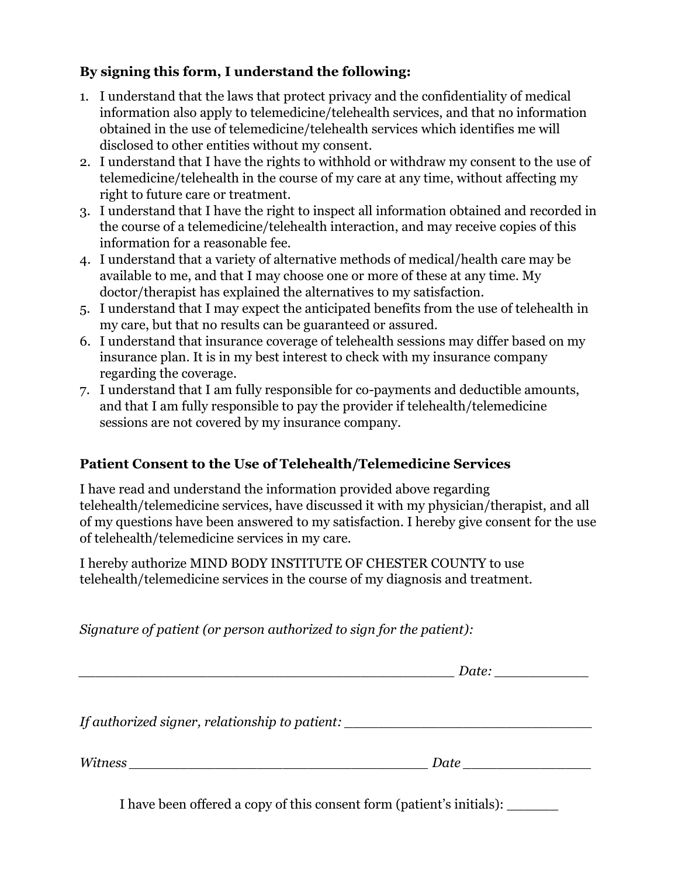### By signing this form, I understand the following:

1. I understand that the laws that protect privacy and the confidentiality of medical information also apply to telemedicine/telehealth services, and that no information obtained in the use of telemedicine/telehealth services which identifies me will disclosed to other entities without my consent.
2. I understand that I have the rights to withhold or withdraw my consent to the use of telemedicine/telehealth in the course of my care at any time, without affecting my right to future care or treatment.
3. I understand that I have the right to inspect all information obtained and recorded in the course of a telemedicine/telehealth interaction, and may receive copies of this information for a reasonable fee.
4. I understand that a variety of alternative methods of medical/health care may be available to me, and that I may choose one or more of these at any time. My doctor/therapist has explained the alternatives to my satisfaction.
5. I understand that I may expect the anticipated benefits from the use of telehealth in my care, but that no results can be guaranteed or assured.
6. I understand that insurance coverage of telehealth sessions may differ based on my insurance plan. It is in my best interest to check with my insurance company regarding the coverage.
7. I understand that I am fully responsible for co-payments and deductible amounts, and that I am fully responsible to pay the provider if telehealth/telemedicine sessions are not covered by my insurance company.

### Patient Consent to the Use of Telehealth/Telemedicine Services

I have read and understand the information provided above regarding telehealth/telemedicine services, have discussed it with my physician/therapist, and all of my questions have been answered to my satisfaction. I hereby give consent for the use of telehealth/telemedicine services in my care.

I hereby authorize MIND BODY INSTITUTE OF CHESTER COUNTY to use telehealth/telemedicine services in the course of my diagnosis and treatment.

*Signature of patient (or person authorized to sign for the patient):*

_____________________________________________ *Date:* ___________

*If authorized signer, relationship to patient:* _____________________________

*Witness* ___________________________________ *Date* _______________

I have been offered a copy of this consent form (patient's initials): ______